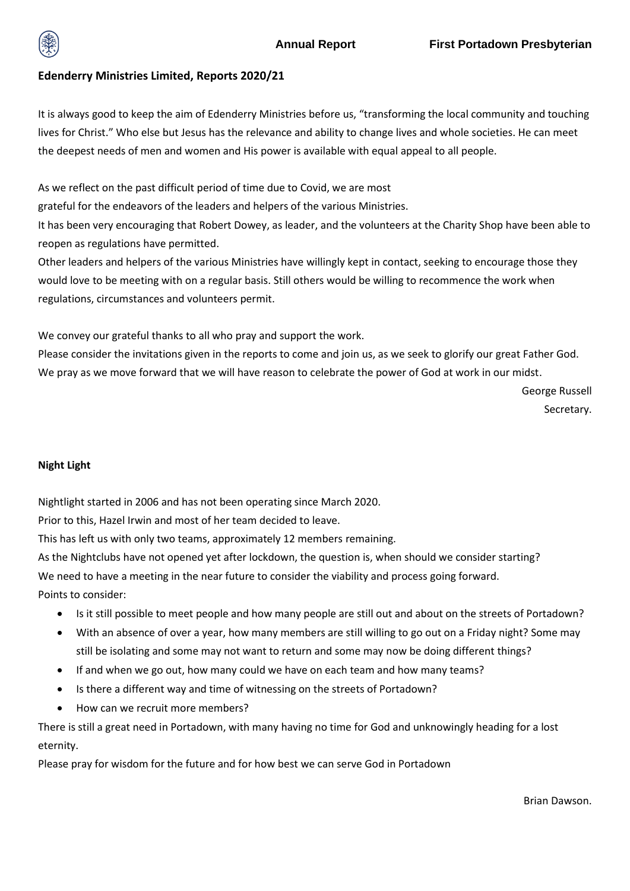## Edenderry Ministries Limited, Reports 2020/21

It is always good to keep the aim of Edenderry Ministries before us, "transforming the local community and touching lives for Christ." Who else but Jesus has the relevance and ability to change lives and whole societies. He can meet the deepest needs of men and women and His power is available with equal appeal to all people.

As we reflect on the past difficult period of time due to Covid, we are most grateful for the endeavors of the leaders and helpers of the various Ministries.

It has been very encouraging that Robert Dowey, as leader, and the volunteers at the Charity Shop have been able to reopen as regulations have permitted.

Other leaders and helpers of the various Ministries have willingly kept in contact, seeking to encourage those they would love to be meeting with on a regular basis. Still others would be willing to recommence the work when regulations, circumstances and volunteers permit.

We convey our grateful thanks to all who pray and support the work.

Please consider the invitations given in the reports to come and join us, as we seek to glorify our great Father God.

We pray as we move forward that we will have reason to celebrate the power of God at work in our midst.

George Russell
Secretary.

### Night Light

Nightlight started in 2006 and has not been operating since March 2020.

Prior to this, Hazel Irwin and most of her team decided to leave.

This has left us with only two teams, approximately 12 members remaining.

As the Nightclubs have not opened yet after lockdown, the question is, when should we consider starting?

We need to have a meeting in the near future to consider the viability and process going forward.

Points to consider:

- Is it still possible to meet people and how many people are still out and about on the streets of Portadown?
- With an absence of over a year, how many members are still willing to go out on a Friday night? Some may still be isolating and some may not want to return and some may now be doing different things?
- If and when we go out, how many could we have on each team and how many teams?
- Is there a different way and time of witnessing on the streets of Portadown?
- How can we recruit more members?

There is still a great need in Portadown, with many having no time for God and unknowingly heading for a lost eternity.

Please pray for wisdom for the future and for how best we can serve God in Portadown

Brian Dawson.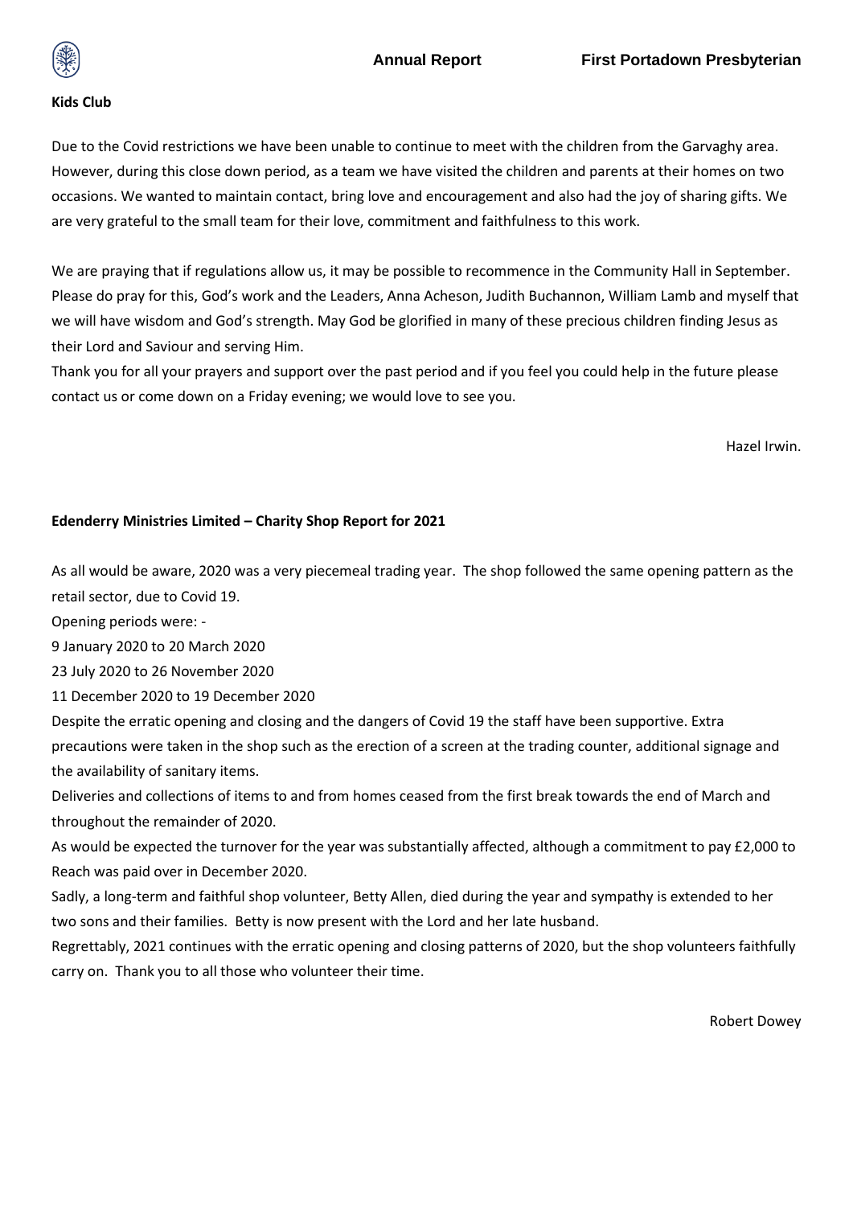**Kids Club**

Due to the Covid restrictions we have been unable to continue to meet with the children from the Garvaghy area. However, during this close down period, as a team we have visited the children and parents at their homes on two occasions. We wanted to maintain contact, bring love and encouragement and also had the joy of sharing gifts. We are very grateful to the small team for their love, commitment and faithfulness to this work.

We are praying that if regulations allow us, it may be possible to recommence in the Community Hall in September. Please do pray for this, God's work and the Leaders, Anna Acheson, Judith Buchannon, William Lamb and myself that we will have wisdom and God's strength. May God be glorified in many of these precious children finding Jesus as their Lord and Saviour and serving Him.
Thank you for all your prayers and support over the past period and if you feel you could help in the future please contact us or come down on a Friday evening; we would love to see you.

Hazel Irwin.

**Edenderry Ministries Limited – Charity Shop Report for 2021**

As all would be aware, 2020 was a very piecemeal trading year. The shop followed the same opening pattern as the retail sector, due to Covid 19.
Opening periods were: -
9 January 2020 to 20 March 2020
23 July 2020 to 26 November 2020
11 December 2020 to 19 December 2020
Despite the erratic opening and closing and the dangers of Covid 19 the staff have been supportive. Extra precautions were taken in the shop such as the erection of a screen at the trading counter, additional signage and the availability of sanitary items.
Deliveries and collections of items to and from homes ceased from the first break towards the end of March and throughout the remainder of 2020.
As would be expected the turnover for the year was substantially affected, although a commitment to pay £2,000 to Reach was paid over in December 2020.
Sadly, a long-term and faithful shop volunteer, Betty Allen, died during the year and sympathy is extended to her two sons and their families. Betty is now present with the Lord and her late husband.
Regrettably, 2021 continues with the erratic opening and closing patterns of 2020, but the shop volunteers faithfully carry on. Thank you to all those who volunteer their time.

Robert Dowey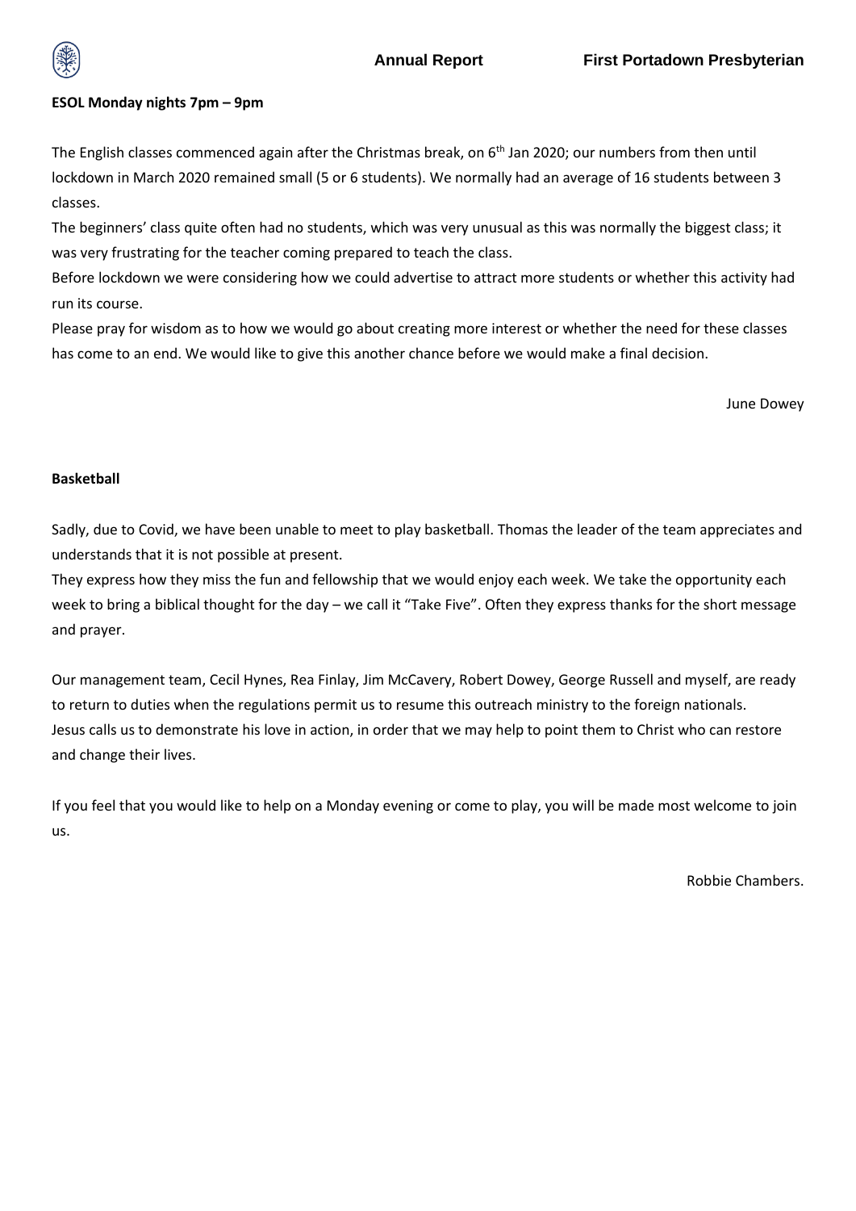**ESOL Monday nights 7pm – 9pm**

The English classes commenced again after the Christmas break, on 6th Jan 2020; our numbers from then until lockdown in March 2020 remained small (5 or 6 students). We normally had an average of 16 students between 3 classes.

The beginners' class quite often had no students, which was very unusual as this was normally the biggest class; it was very frustrating for the teacher coming prepared to teach the class.

Before lockdown we were considering how we could advertise to attract more students or whether this activity had run its course.

Please pray for wisdom as to how we would go about creating more interest or whether the need for these classes has come to an end. We would like to give this another chance before we would make a final decision.

June Dowey

**Basketball**

Sadly, due to Covid, we have been unable to meet to play basketball. Thomas the leader of the team appreciates and understands that it is not possible at present.

They express how they miss the fun and fellowship that we would enjoy each week. We take the opportunity each week to bring a biblical thought for the day – we call it "Take Five". Often they express thanks for the short message and prayer.

Our management team, Cecil Hynes, Rea Finlay, Jim McCavery, Robert Dowey, George Russell and myself, are ready to return to duties when the regulations permit us to resume this outreach ministry to the foreign nationals.

Jesus calls us to demonstrate his love in action, in order that we may help to point them to Christ who can restore and change their lives.

If you feel that you would like to help on a Monday evening or come to play, you will be made most welcome to join us.

Robbie Chambers.